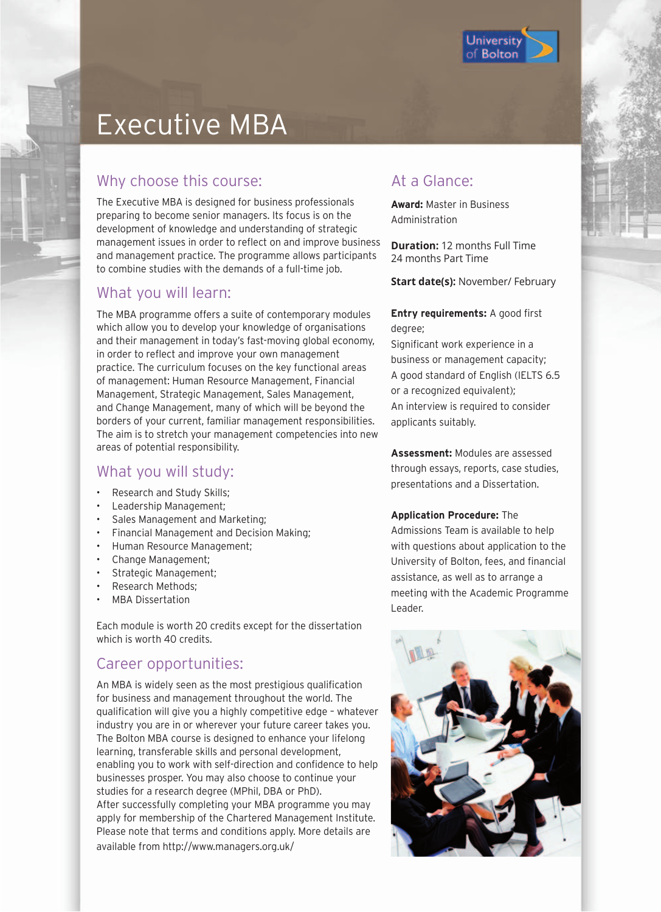University of Bolton

# Executive MBA

## Why choose this course:

The Executive MBA is designed for business professionals preparing to become senior managers. Its focus is on the development of knowledge and understanding of strategic management issues in order to reflect on and improve business and management practice. The programme allows participants to combine studies with the demands of a full-time job.

## What you will learn:

The MBA programme offers a suite of contemporary modules which allow you to develop your knowledge of organisations and their management in today's fast-moving global economy, in order to reflect and improve your own management practice. The curriculum focuses on the key functional areas of management: Human Resource Management, Financial Management, Strategic Management, Sales Management, and Change Management, many of which will be beyond the borders of your current, familiar management responsibilities. The aim is to stretch your management competencies into new areas of potential responsibility.

## What you will study:

- Research and Study Skills;
- Leadership Management;
- Sales Management and Marketing;
- Financial Management and Decision Making;
- Human Resource Management;
- Change Management;
- Strategic Management;
- Research Methods;
- MBA Dissertation

Each module is worth 20 credits except for the dissertation which is worth 40 credits.

## Career opportunities:

An MBA is widely seen as the most prestigious qualification for business and management throughout the world. The qualification will give you a highly competitive edge – whatever industry you are in or wherever your future career takes you. The Bolton MBA course is designed to enhance your lifelong learning, transferable skills and personal development, enabling you to work with self-direction and confidence to help businesses prosper. You may also choose to continue your studies for a research degree (MPhil, DBA or PhD).
After successfully completing your MBA programme you may apply for membership of the Chartered Management Institute. Please note that terms and conditions apply. More details are available from http://www.managers.org.uk/

## At a Glance:

**Award:** Master in Business Administration

**Duration:** 12 months Full Time
24 months Part Time

**Start date(s):** November/ February

**Entry requirements:** A good first degree;
Significant work experience in a business or management capacity;
A good standard of English (IELTS 6.5 or a recognized equivalent);
An interview is required to consider applicants suitably.

**Assessment:** Modules are assessed through essays, reports, case studies, presentations and a Dissertation.

**Application Procedure:** The Admissions Team is available to help with questions about application to the University of Bolton, fees, and financial assistance, as well as to arrange a meeting with the Academic Programme Leader.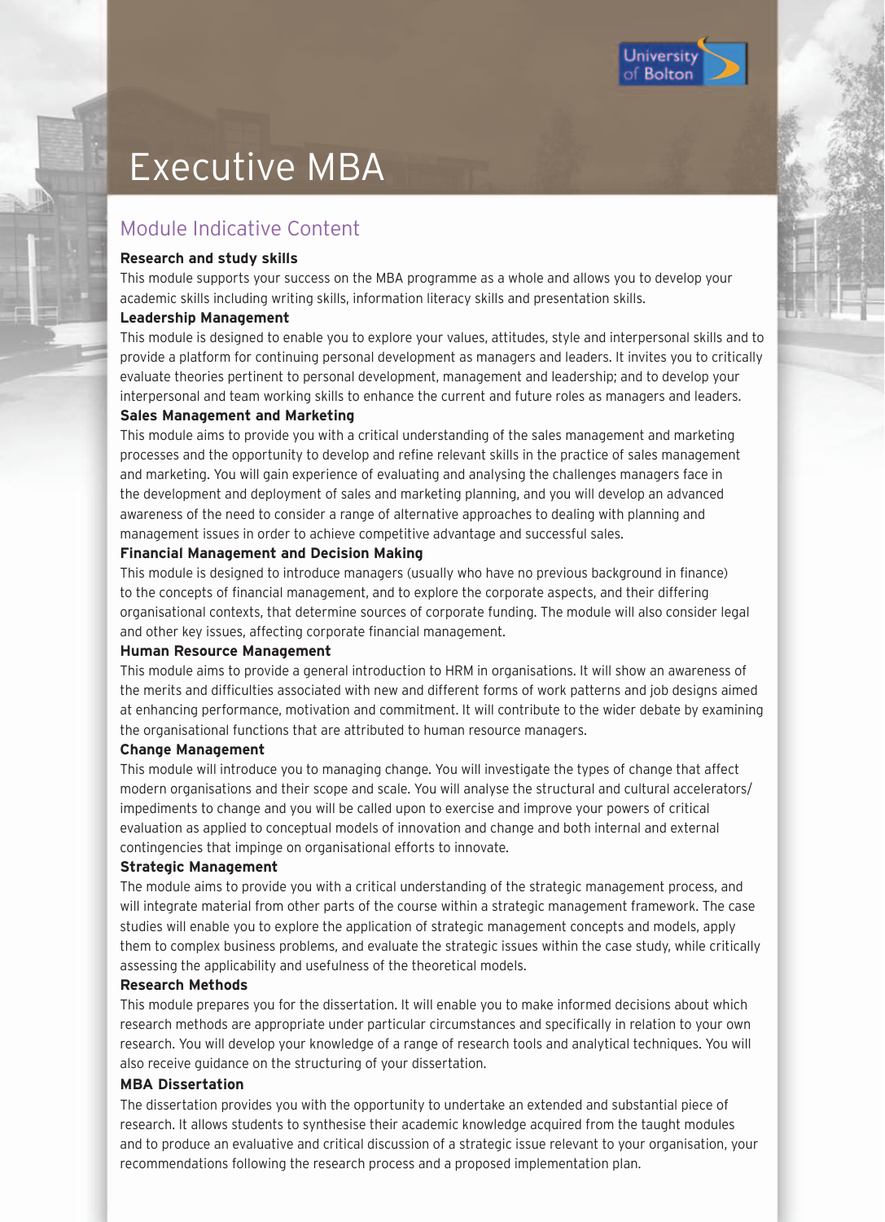# Executive MBA

## Module Indicative Content

**Research and study skills**

This module supports your success on the MBA programme as a whole and allows you to develop your academic skills including writing skills, information literacy skills and presentation skills.

**Leadership Management**

This module is designed to enable you to explore your values, attitudes, style and interpersonal skills and to provide a platform for continuing personal development as managers and leaders. It invites you to critically evaluate theories pertinent to personal development, management and leadership; and to develop your interpersonal and team working skills to enhance the current and future roles as managers and leaders.

**Sales Management and Marketing**

This module aims to provide you with a critical understanding of the sales management and marketing processes and the opportunity to develop and refine relevant skills in the practice of sales management and marketing. You will gain experience of evaluating and analysing the challenges managers face in the development and deployment of sales and marketing planning, and you will develop an advanced awareness of the need to consider a range of alternative approaches to dealing with planning and management issues in order to achieve competitive advantage and successful sales.

**Financial Management and Decision Making**

This module is designed to introduce managers (usually who have no previous background in finance) to the concepts of financial management, and to explore the corporate aspects, and their differing organisational contexts, that determine sources of corporate funding. The module will also consider legal and other key issues, affecting corporate financial management.

**Human Resource Management**

This module aims to provide a general introduction to HRM in organisations. It will show an awareness of the merits and difficulties associated with new and different forms of work patterns and job designs aimed at enhancing performance, motivation and commitment. It will contribute to the wider debate by examining the organisational functions that are attributed to human resource managers.

**Change Management**

This module will introduce you to managing change. You will investigate the types of change that affect modern organisations and their scope and scale. You will analyse the structural and cultural accelerators/ impediments to change and you will be called upon to exercise and improve your powers of critical evaluation as applied to conceptual models of innovation and change and both internal and external contingencies that impinge on organisational efforts to innovate.

**Strategic Management**

The module aims to provide you with a critical understanding of the strategic management process, and will integrate material from other parts of the course within a strategic management framework. The case studies will enable you to explore the application of strategic management concepts and models, apply them to complex business problems, and evaluate the strategic issues within the case study, while critically assessing the applicability and usefulness of the theoretical models.

**Research Methods**

This module prepares you for the dissertation. It will enable you to make informed decisions about which research methods are appropriate under particular circumstances and specifically in relation to your own research. You will develop your knowledge of a range of research tools and analytical techniques. You will also receive guidance on the structuring of your dissertation.

**MBA Dissertation**

The dissertation provides you with the opportunity to undertake an extended and substantial piece of research. It allows students to synthesise their academic knowledge acquired from the taught modules and to produce an evaluative and critical discussion of a strategic issue relevant to your organisation, your recommendations following the research process and a proposed implementation plan.